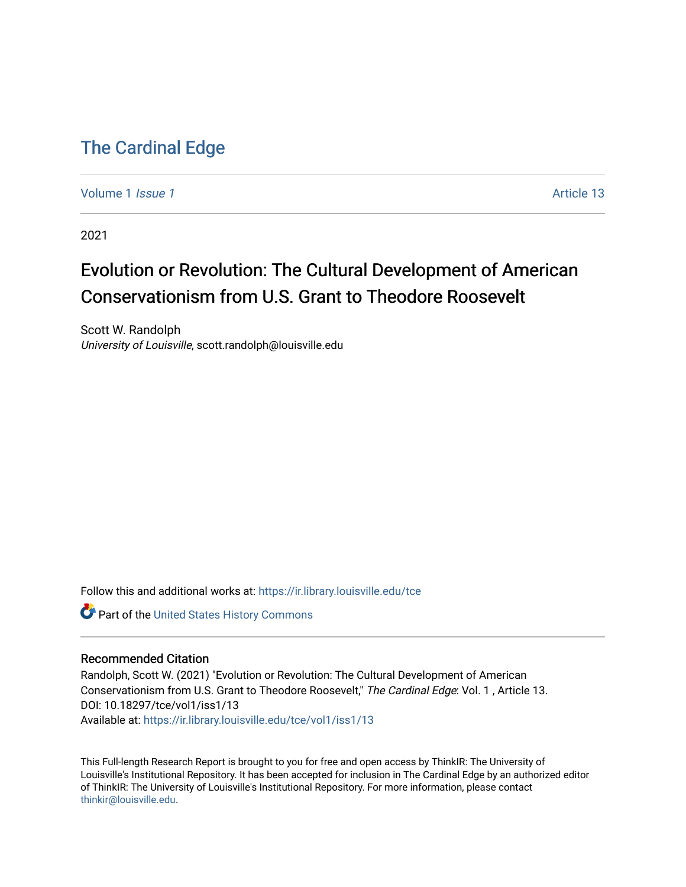# The Cardinal Edge

Volume 1 *Issue 1* Article 13

2021

## Evolution or Revolution: The Cultural Development of American Conservationism from U.S. Grant to Theodore Roosevelt

Scott W. Randolph
*University of Louisville*, scott.randolph@louisville.edu

Follow this and additional works at: https://ir.library.louisville.edu/tce

Part of the United States History Commons

### Recommended Citation

Randolph, Scott W. (2021) "Evolution or Revolution: The Cultural Development of American Conservationism from U.S. Grant to Theodore Roosevelt," *The Cardinal Edge*: Vol. 1 , Article 13.
DOI: 10.18297/tce/vol1/iss1/13
Available at: https://ir.library.louisville.edu/tce/vol1/iss1/13

This Full-length Research Report is brought to you for free and open access by ThinkIR: The University of Louisville's Institutional Repository. It has been accepted for inclusion in The Cardinal Edge by an authorized editor of ThinkIR: The University of Louisville's Institutional Repository. For more information, please contact thinkir@louisville.edu.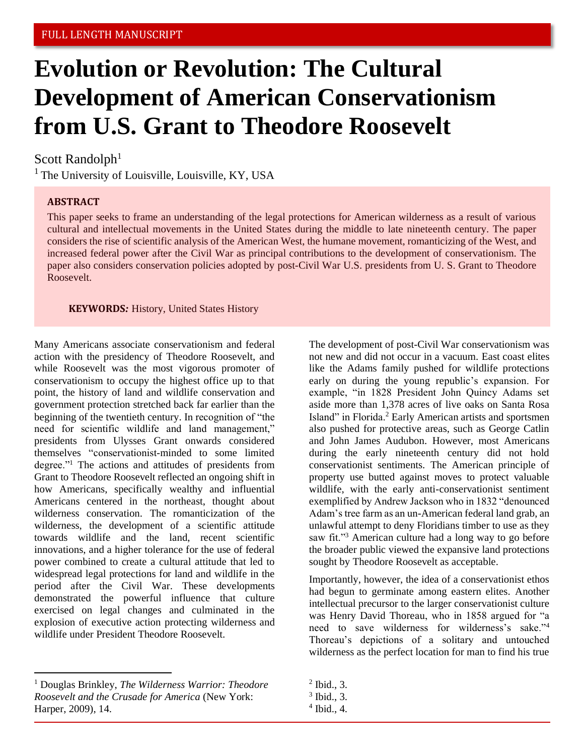FULL LENGTH MANUSCRIPT

# Evolution or Revolution: The Cultural Development of American Conservationism from U.S. Grant to Theodore Roosevelt

Scott Randolph[1]

[1] The University of Louisville, Louisville, KY, USA

**ABSTRACT**

This paper seeks to frame an understanding of the legal protections for American wilderness as a result of various cultural and intellectual movements in the United States during the middle to late nineteenth century. The paper considers the rise of scientific analysis of the American West, the humane movement, romanticizing of the West, and increased federal power after the Civil War as principal contributions to the development of conservationism. The paper also considers conservation policies adopted by post-Civil War U.S. presidents from U. S. Grant to Theodore Roosevelt.

**KEYWORDS:** History, United States History

Many Americans associate conservationism and federal action with the presidency of Theodore Roosevelt, and while Roosevelt was the most vigorous promoter of conservationism to occupy the highest office up to that point, the history of land and wildlife conservation and government protection stretched back far earlier than the beginning of the twentieth century. In recognition of "the need for scientific wildlife and land management," presidents from Ulysses Grant onwards considered themselves "conservationist-minded to some limited degree."[1] The actions and attitudes of presidents from Grant to Theodore Roosevelt reflected an ongoing shift in how Americans, specifically wealthy and influential Americans centered in the northeast, thought about wilderness conservation. The romanticization of the wilderness, the development of a scientific attitude towards wildlife and the land, recent scientific innovations, and a higher tolerance for the use of federal power combined to create a cultural attitude that led to widespread legal protections for land and wildlife in the period after the Civil War. These developments demonstrated the powerful influence that culture exercised on legal changes and culminated in the explosion of executive action protecting wilderness and wildlife under President Theodore Roosevelt.

The development of post-Civil War conservationism was not new and did not occur in a vacuum. East coast elites like the Adams family pushed for wildlife protections early on during the young republic's expansion. For example, "in 1828 President John Quincy Adams set aside more than 1,378 acres of live oaks on Santa Rosa Island" in Florida.[2] Early American artists and sportsmen also pushed for protective areas, such as George Catlin and John James Audubon. However, most Americans during the early nineteenth century did not hold conservationist sentiments. The American principle of property use butted against moves to protect valuable wildlife, with the early anti-conservationist sentiment exemplified by Andrew Jackson who in 1832 "denounced Adam's tree farm as an un-American federal land grab, an unlawful attempt to deny Floridians timber to use as they saw fit."[3] American culture had a long way to go before the broader public viewed the expansive land protections sought by Theodore Roosevelt as acceptable.

Importantly, however, the idea of a conservationist ethos had begun to germinate among eastern elites. Another intellectual precursor to the larger conservationist culture was Henry David Thoreau, who in 1858 argued for "a need to save wilderness for wilderness's sake."[4] Thoreau's depictions of a solitary and untouched wilderness as the perfect location for man to find his true

[1] Douglas Brinkley, *The Wilderness Warrior: Theodore Roosevelt and the Crusade for America* (New York: Harper, 2009), 14.

[2] Ibid., 3.

[3] Ibid., 3.

[4] Ibid., 4.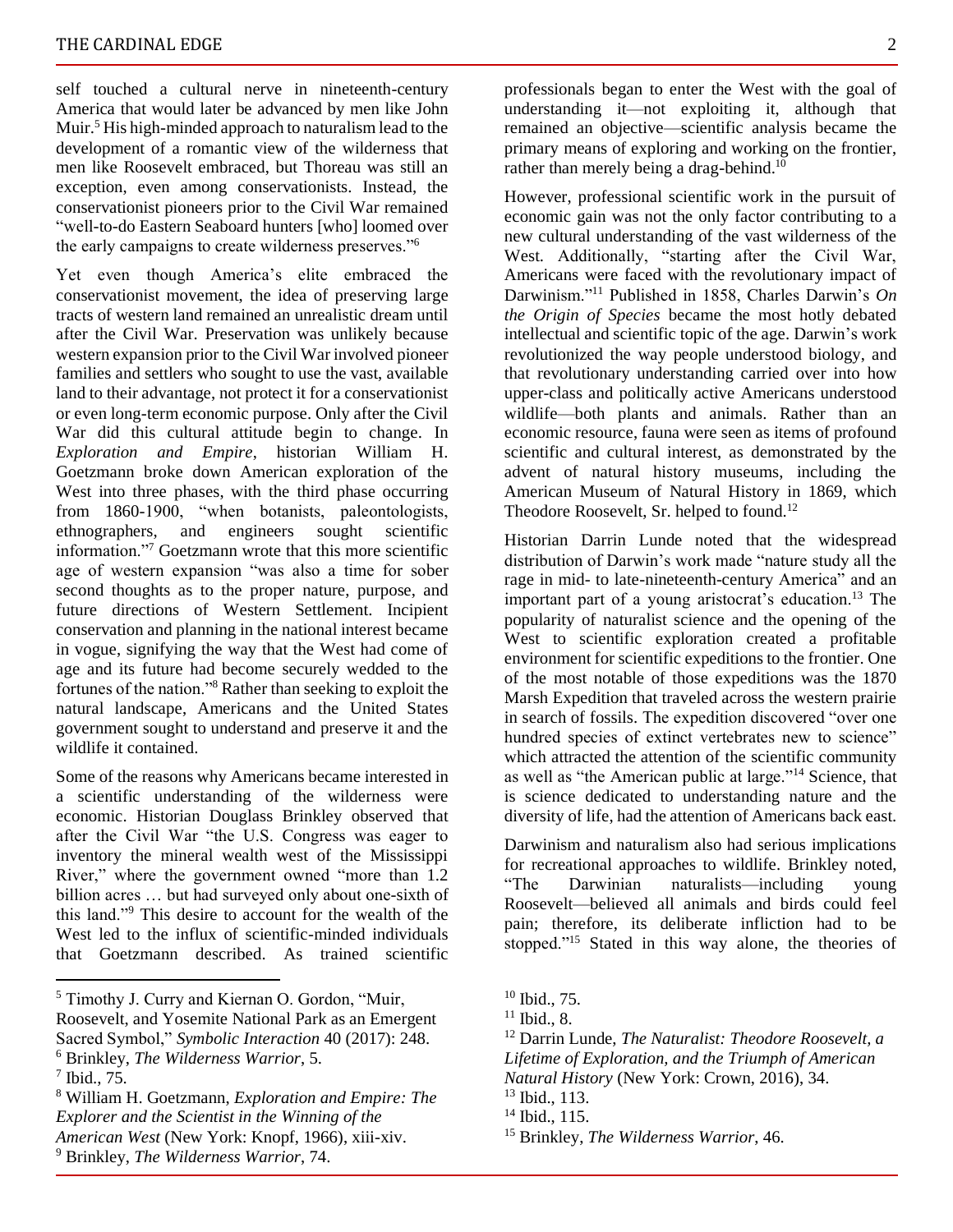self touched a cultural nerve in nineteenth-century America that would later be advanced by men like John Muir.[5] His high-minded approach to naturalism lead to the development of a romantic view of the wilderness that men like Roosevelt embraced, but Thoreau was still an exception, even among conservationists. Instead, the conservationist pioneers prior to the Civil War remained "well-to-do Eastern Seaboard hunters [who] loomed over the early campaigns to create wilderness preserves."[6]

Yet even though America's elite embraced the conservationist movement, the idea of preserving large tracts of western land remained an unrealistic dream until after the Civil War. Preservation was unlikely because western expansion prior to the Civil War involved pioneer families and settlers who sought to use the vast, available land to their advantage, not protect it for a conservationist or even long-term economic purpose. Only after the Civil War did this cultural attitude begin to change. In *Exploration and Empire*, historian William H. Goetzmann broke down American exploration of the West into three phases, with the third phase occurring from 1860-1900, "when botanists, paleontologists, ethnographers, and engineers sought scientific information."[7] Goetzmann wrote that this more scientific age of western expansion "was also a time for sober second thoughts as to the proper nature, purpose, and future directions of Western Settlement. Incipient conservation and planning in the national interest became in vogue, signifying the way that the West had come of age and its future had become securely wedded to the fortunes of the nation."[8] Rather than seeking to exploit the natural landscape, Americans and the United States government sought to understand and preserve it and the wildlife it contained.

Some of the reasons why Americans became interested in a scientific understanding of the wilderness were economic. Historian Douglass Brinkley observed that after the Civil War "the U.S. Congress was eager to inventory the mineral wealth west of the Mississippi River," where the government owned "more than 1.2 billion acres … but had surveyed only about one-sixth of this land."[9] This desire to account for the wealth of the West led to the influx of scientific-minded individuals that Goetzmann described. As trained scientific professionals began to enter the West with the goal of understanding it—not exploiting it, although that remained an objective—scientific analysis became the primary means of exploring and working on the frontier, rather than merely being a drag-behind.[10]

However, professional scientific work in the pursuit of economic gain was not the only factor contributing to a new cultural understanding of the vast wilderness of the West. Additionally, "starting after the Civil War, Americans were faced with the revolutionary impact of Darwinism."[11] Published in 1858, Charles Darwin's *On the Origin of Species* became the most hotly debated intellectual and scientific topic of the age. Darwin's work revolutionized the way people understood biology, and that revolutionary understanding carried over into how upper-class and politically active Americans understood wildlife—both plants and animals. Rather than an economic resource, fauna were seen as items of profound scientific and cultural interest, as demonstrated by the advent of natural history museums, including the American Museum of Natural History in 1869, which Theodore Roosevelt, Sr. helped to found.[12]

Historian Darrin Lunde noted that the widespread distribution of Darwin's work made "nature study all the rage in mid- to late-nineteenth-century America" and an important part of a young aristocrat's education.[13] The popularity of naturalist science and the opening of the West to scientific exploration created a profitable environment for scientific expeditions to the frontier. One of the most notable of those expeditions was the 1870 Marsh Expedition that traveled across the western prairie in search of fossils. The expedition discovered "over one hundred species of extinct vertebrates new to science" which attracted the attention of the scientific community as well as "the American public at large."[14] Science, that is science dedicated to understanding nature and the diversity of life, had the attention of Americans back east.

Darwinism and naturalism also had serious implications for recreational approaches to wildlife. Brinkley noted, "The Darwinian naturalists—including young Roosevelt—believed all animals and birds could feel pain; therefore, its deliberate infliction had to be stopped."[15] Stated in this way alone, the theories of

---

[5] Timothy J. Curry and Kiernan O. Gordon, "Muir, Roosevelt, and Yosemite National Park as an Emergent Sacred Symbol," *Symbolic Interaction* 40 (2017): 248.

[6] Brinkley, *The Wilderness Warrior*, 5.

[7] Ibid., 75.

[8] William H. Goetzmann, *Exploration and Empire: The Explorer and the Scientist in the Winning of the American West* (New York: Knopf, 1966), xiii-xiv.

[9] Brinkley, *The Wilderness Warrior*, 74.

[10] Ibid., 75.

[11] Ibid., 8.

[12] Darrin Lunde, *The Naturalist: Theodore Roosevelt, a Lifetime of Exploration, and the Triumph of American Natural History* (New York: Crown, 2016), 34.

[13] Ibid., 113.

[14] Ibid., 115.

[15] Brinkley, *The Wilderness Warrior*, 46.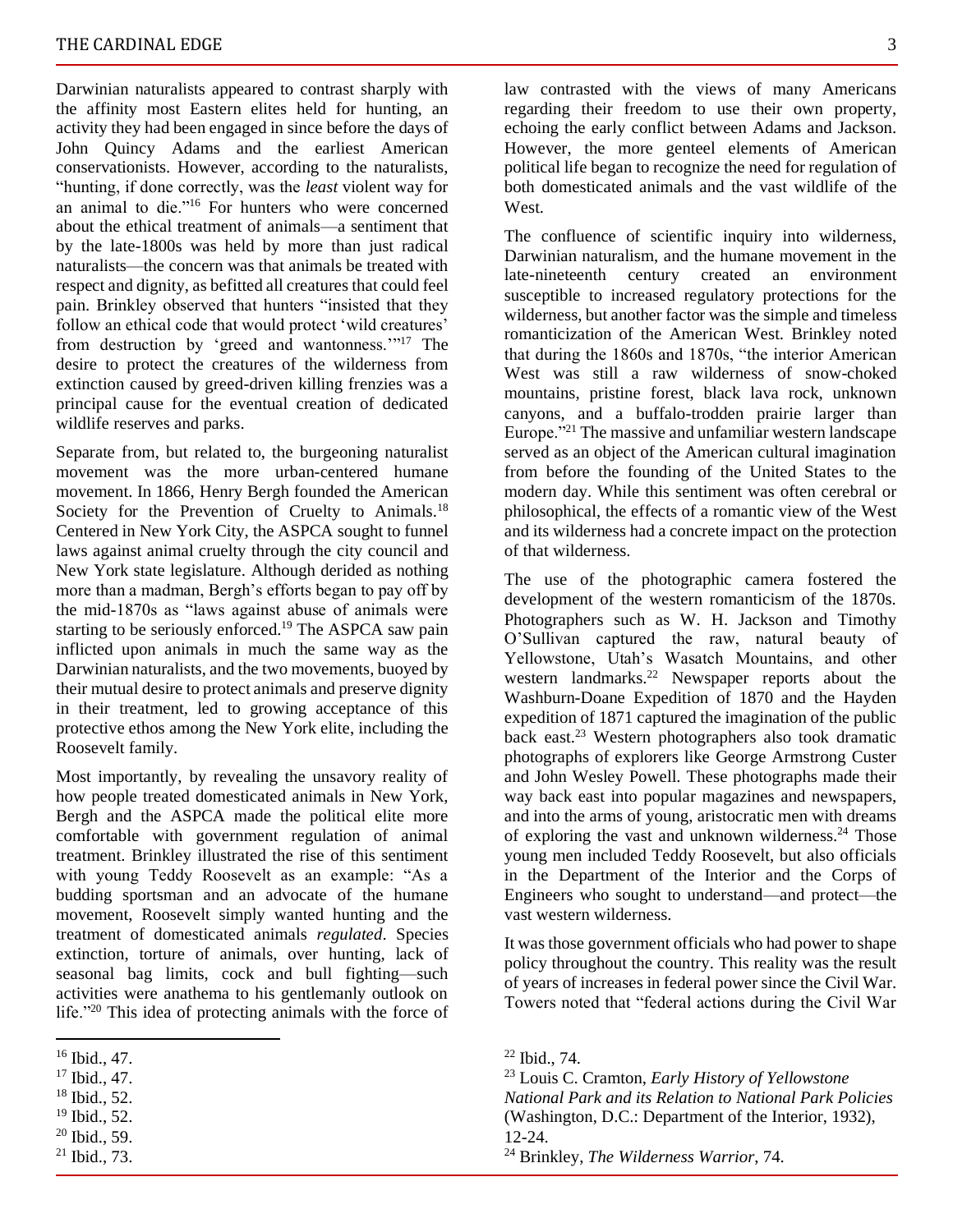Darwinian naturalists appeared to contrast sharply with the affinity most Eastern elites held for hunting, an activity they had been engaged in since before the days of John Quincy Adams and the earliest American conservationists. However, according to the naturalists, "hunting, if done correctly, was the *least* violent way for an animal to die."[16] For hunters who were concerned about the ethical treatment of animals—a sentiment that by the late-1800s was held by more than just radical naturalists—the concern was that animals be treated with respect and dignity, as befitted all creatures that could feel pain. Brinkley observed that hunters "insisted that they follow an ethical code that would protect 'wild creatures' from destruction by 'greed and wantonness.'"[17] The desire to protect the creatures of the wilderness from extinction caused by greed-driven killing frenzies was a principal cause for the eventual creation of dedicated wildlife reserves and parks.

Separate from, but related to, the burgeoning naturalist movement was the more urban-centered humane movement. In 1866, Henry Bergh founded the American Society for the Prevention of Cruelty to Animals.[18] Centered in New York City, the ASPCA sought to funnel laws against animal cruelty through the city council and New York state legislature. Although derided as nothing more than a madman, Bergh's efforts began to pay off by the mid-1870s as "laws against abuse of animals were starting to be seriously enforced.[19] The ASPCA saw pain inflicted upon animals in much the same way as the Darwinian naturalists, and the two movements, buoyed by their mutual desire to protect animals and preserve dignity in their treatment, led to growing acceptance of this protective ethos among the New York elite, including the Roosevelt family.

Most importantly, by revealing the unsavory reality of how people treated domesticated animals in New York, Bergh and the ASPCA made the political elite more comfortable with government regulation of animal treatment. Brinkley illustrated the rise of this sentiment with young Teddy Roosevelt as an example: "As a budding sportsman and an advocate of the humane movement, Roosevelt simply wanted hunting and the treatment of domesticated animals *regulated*. Species extinction, torture of animals, over hunting, lack of seasonal bag limits, cock and bull fighting—such activities were anathema to his gentlemanly outlook on life."[20] This idea of protecting animals with the force of law contrasted with the views of many Americans regarding their freedom to use their own property, echoing the early conflict between Adams and Jackson. However, the more genteel elements of American political life began to recognize the need for regulation of both domesticated animals and the vast wildlife of the West.

The confluence of scientific inquiry into wilderness, Darwinian naturalism, and the humane movement in the late-nineteenth century created an environment susceptible to increased regulatory protections for the wilderness, but another factor was the simple and timeless romanticization of the American West. Brinkley noted that during the 1860s and 1870s, "the interior American West was still a raw wilderness of snow-choked mountains, pristine forest, black lava rock, unknown canyons, and a buffalo-trodden prairie larger than Europe."[21] The massive and unfamiliar western landscape served as an object of the American cultural imagination from before the founding of the United States to the modern day. While this sentiment was often cerebral or philosophical, the effects of a romantic view of the West and its wilderness had a concrete impact on the protection of that wilderness.

The use of the photographic camera fostered the development of the western romanticism of the 1870s. Photographers such as W. H. Jackson and Timothy O'Sullivan captured the raw, natural beauty of Yellowstone, Utah's Wasatch Mountains, and other western landmarks.[22] Newspaper reports about the Washburn-Doane Expedition of 1870 and the Hayden expedition of 1871 captured the imagination of the public back east.[23] Western photographers also took dramatic photographs of explorers like George Armstrong Custer and John Wesley Powell. These photographs made their way back east into popular magazines and newspapers, and into the arms of young, aristocratic men with dreams of exploring the vast and unknown wilderness.[24] Those young men included Teddy Roosevelt, but also officials in the Department of the Interior and the Corps of Engineers who sought to understand—and protect—the vast western wilderness.

It was those government officials who had power to shape policy throughout the country. This reality was the result of years of increases in federal power since the Civil War. Towers noted that "federal actions during the Civil War

---

[16] Ibid., 47.
[17] Ibid., 47.
[18] Ibid., 52.
[19] Ibid., 52.
[20] Ibid., 59.
[21] Ibid., 73.
[22] Ibid., 74.
[23] Louis C. Cramton, *Early History of Yellowstone National Park and its Relation to National Park Policies* (Washington, D.C.: Department of the Interior, 1932), 12-24.
[24] Brinkley, *The Wilderness Warrior*, 74.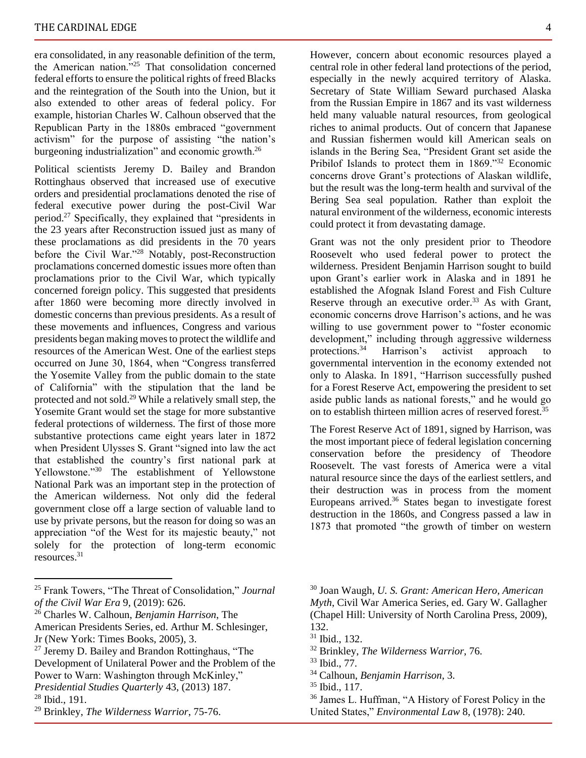era consolidated, in any reasonable definition of the term, the American nation."[25] That consolidation concerned federal efforts to ensure the political rights of freed Blacks and the reintegration of the South into the Union, but it also extended to other areas of federal policy. For example, historian Charles W. Calhoun observed that the Republican Party in the 1880s embraced "government activism" for the purpose of assisting "the nation's burgeoning industrialization" and economic growth.[26]

Political scientists Jeremy D. Bailey and Brandon Rottinghaus observed that increased use of executive orders and presidential proclamations denoted the rise of federal executive power during the post-Civil War period.[27] Specifically, they explained that "presidents in the 23 years after Reconstruction issued just as many of these proclamations as did presidents in the 70 years before the Civil War."[28] Notably, post-Reconstruction proclamations concerned domestic issues more often than proclamations prior to the Civil War, which typically concerned foreign policy. This suggested that presidents after 1860 were becoming more directly involved in domestic concerns than previous presidents. As a result of these movements and influences, Congress and various presidents began making moves to protect the wildlife and resources of the American West. One of the earliest steps occurred on June 30, 1864, when "Congress transferred the Yosemite Valley from the public domain to the state of California" with the stipulation that the land be protected and not sold.[29] While a relatively small step, the Yosemite Grant would set the stage for more substantive federal protections of wilderness. The first of those more substantive protections came eight years later in 1872 when President Ulysses S. Grant "signed into law the act that established the country's first national park at Yellowstone."[30] The establishment of Yellowstone National Park was an important step in the protection of the American wilderness. Not only did the federal government close off a large section of valuable land to use by private persons, but the reason for doing so was an appreciation "of the West for its majestic beauty," not solely for the protection of long-term economic resources.[31]

However, concern about economic resources played a central role in other federal land protections of the period, especially in the newly acquired territory of Alaska. Secretary of State William Seward purchased Alaska from the Russian Empire in 1867 and its vast wilderness held many valuable natural resources, from geological riches to animal products. Out of concern that Japanese and Russian fishermen would kill American seals on islands in the Bering Sea, "President Grant set aside the Pribilof Islands to protect them in 1869."[32] Economic concerns drove Grant's protections of Alaskan wildlife, but the result was the long-term health and survival of the Bering Sea seal population. Rather than exploit the natural environment of the wilderness, economic interests could protect it from devastating damage.

Grant was not the only president prior to Theodore Roosevelt who used federal power to protect the wilderness. President Benjamin Harrison sought to build upon Grant's earlier work in Alaska and in 1891 he established the Afognak Island Forest and Fish Culture Reserve through an executive order.[33] As with Grant, economic concerns drove Harrison's actions, and he was willing to use government power to "foster economic development," including through aggressive wilderness protections.[34] Harrison's activist approach to governmental intervention in the economy extended not only to Alaska. In 1891, "Harrison successfully pushed for a Forest Reserve Act, empowering the president to set aside public lands as national forests," and he would go on to establish thirteen million acres of reserved forest.[35]

The Forest Reserve Act of 1891, signed by Harrison, was the most important piece of federal legislation concerning conservation before the presidency of Theodore Roosevelt. The vast forests of America were a vital natural resource since the days of the earliest settlers, and their destruction was in process from the moment Europeans arrived.[36] States began to investigate forest destruction in the 1860s, and Congress passed a law in 1873 that promoted "the growth of timber on western

---

[25] Frank Towers, "The Threat of Consolidation," *Journal of the Civil War Era* 9, (2019): 626.

[26] Charles W. Calhoun, *Benjamin Harrison*, The American Presidents Series, ed. Arthur M. Schlesinger, Jr (New York: Times Books, 2005), 3.

[27] Jeremy D. Bailey and Brandon Rottinghaus, "The Development of Unilateral Power and the Problem of the Power to Warn: Washington through McKinley," *Presidential Studies Quarterly* 43, (2013) 187.

[28] Ibid., 191.

[29] Brinkley, *The Wilderness Warrior*, 75-76.

[30] Joan Waugh, *U. S. Grant: American Hero, American Myth*, Civil War America Series, ed. Gary W. Gallagher (Chapel Hill: University of North Carolina Press, 2009), 132.

[31] Ibid., 132.

[32] Brinkley, *The Wilderness Warrior*, 76.

[33] Ibid., 77.

[34] Calhoun, *Benjamin Harrison*, 3.

[35] Ibid., 117.

[36] James L. Huffman, "A History of Forest Policy in the United States," *Environmental Law* 8, (1978): 240.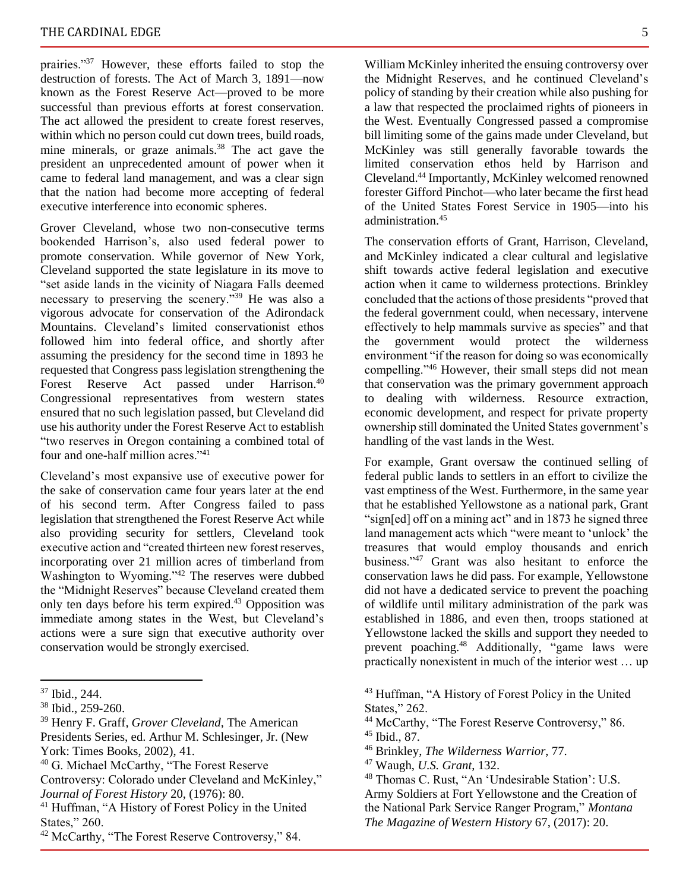prairies."[37] However, these efforts failed to stop the destruction of forests. The Act of March 3, 1891—now known as the Forest Reserve Act—proved to be more successful than previous efforts at forest conservation. The act allowed the president to create forest reserves, within which no person could cut down trees, build roads, mine minerals, or graze animals.[38] The act gave the president an unprecedented amount of power when it came to federal land management, and was a clear sign that the nation had become more accepting of federal executive interference into economic spheres.

Grover Cleveland, whose two non-consecutive terms bookended Harrison's, also used federal power to promote conservation. While governor of New York, Cleveland supported the state legislature in its move to "set aside lands in the vicinity of Niagara Falls deemed necessary to preserving the scenery."[39] He was also a vigorous advocate for conservation of the Adirondack Mountains. Cleveland's limited conservationist ethos followed him into federal office, and shortly after assuming the presidency for the second time in 1893 he requested that Congress pass legislation strengthening the Forest Reserve Act passed under Harrison.[40] Congressional representatives from western states ensured that no such legislation passed, but Cleveland did use his authority under the Forest Reserve Act to establish "two reserves in Oregon containing a combined total of four and one-half million acres."[41]

Cleveland's most expansive use of executive power for the sake of conservation came four years later at the end of his second term. After Congress failed to pass legislation that strengthened the Forest Reserve Act while also providing security for settlers, Cleveland took executive action and "created thirteen new forest reserves, incorporating over 21 million acres of timberland from Washington to Wyoming."[42] The reserves were dubbed the "Midnight Reserves" because Cleveland created them only ten days before his term expired.[43] Opposition was immediate among states in the West, but Cleveland's actions were a sure sign that executive authority over conservation would be strongly exercised.

William McKinley inherited the ensuing controversy over the Midnight Reserves, and he continued Cleveland's policy of standing by their creation while also pushing for a law that respected the proclaimed rights of pioneers in the West. Eventually Congress passed a compromise bill limiting some of the gains made under Cleveland, but McKinley was still generally favorable towards the limited conservation ethos held by Harrison and Cleveland.[44] Importantly, McKinley welcomed renowned forester Gifford Pinchot—who later became the first head of the United States Forest Service in 1905—into his administration.[45]

The conservation efforts of Grant, Harrison, Cleveland, and McKinley indicated a clear cultural and legislative shift towards active federal legislation and executive action when it came to wilderness protections. Brinkley concluded that the actions of those presidents "proved that the federal government could, when necessary, intervene effectively to help mammals survive as species" and that the government would protect the wilderness environment "if the reason for doing so was economically compelling."[46] However, their small steps did not mean that conservation was the primary government approach to dealing with wilderness. Resource extraction, economic development, and respect for private property ownership still dominated the United States government's handling of the vast lands in the West.

For example, Grant oversaw the continued selling of federal public lands to settlers in an effort to civilize the vast emptiness of the West. Furthermore, in the same year that he established Yellowstone as a national park, Grant "sign[ed] off on a mining act" and in 1873 he signed three land management acts which "were meant to 'unlock' the treasures that would employ thousands and enrich business."[47] Grant was also hesitant to enforce the conservation laws he did pass. For example, Yellowstone did not have a dedicated service to prevent the poaching of wildlife until military administration of the park was established in 1886, and even then, troops stationed at Yellowstone lacked the skills and support they needed to prevent poaching.[48] Additionally, "game laws were practically nonexistent in much of the interior west … up

---

[37] Ibid., 244.

[38] Ibid., 259-260.

[39] Henry F. Graff, *Grover Cleveland*, The American Presidents Series, ed. Arthur M. Schlesinger, Jr. (New York: Times Books, 2002), 41.

[40] G. Michael McCarthy, "The Forest Reserve Controversy: Colorado under Cleveland and McKinley," *Journal of Forest History* 20, (1976): 80.

[41] Huffman, "A History of Forest Policy in the United States," 260.

[42] McCarthy, "The Forest Reserve Controversy," 84.

[43] Huffman, "A History of Forest Policy in the United States," 262.

[44] McCarthy, "The Forest Reserve Controversy," 86.

[45] Ibid., 87.

[46] Brinkley, *The Wilderness Warrior*, 77.

[47] Waugh, *U.S. Grant*, 132.

[48] Thomas C. Rust, "An 'Undesirable Station': U.S. Army Soldiers at Fort Yellowstone and the Creation of the National Park Service Ranger Program," *Montana The Magazine of Western History* 67, (2017): 20.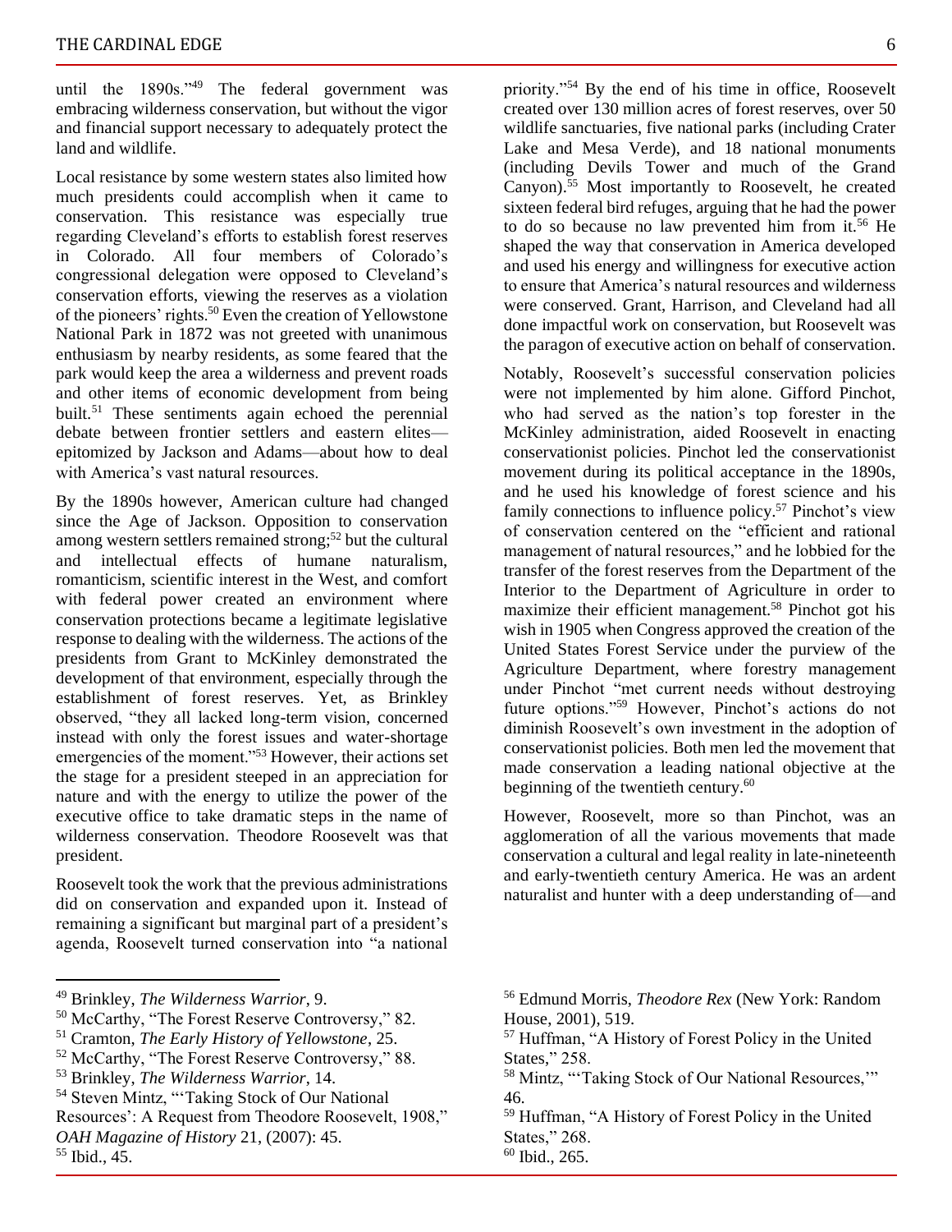until the 1890s."[49] The federal government was embracing wilderness conservation, but without the vigor and financial support necessary to adequately protect the land and wildlife.

Local resistance by some western states also limited how much presidents could accomplish when it came to conservation. This resistance was especially true regarding Cleveland's efforts to establish forest reserves in Colorado. All four members of Colorado's congressional delegation were opposed to Cleveland's conservation efforts, viewing the reserves as a violation of the pioneers' rights.[50] Even the creation of Yellowstone National Park in 1872 was not greeted with unanimous enthusiasm by nearby residents, as some feared that the park would keep the area a wilderness and prevent roads and other items of economic development from being built.[51] These sentiments again echoed the perennial debate between frontier settlers and eastern elites—epitomized by Jackson and Adams—about how to deal with America's vast natural resources.

By the 1890s however, American culture had changed since the Age of Jackson. Opposition to conservation among western settlers remained strong;[52] but the cultural and intellectual effects of humane naturalism, romanticism, scientific interest in the West, and comfort with federal power created an environment where conservation protections became a legitimate legislative response to dealing with the wilderness. The actions of the presidents from Grant to McKinley demonstrated the development of that environment, especially through the establishment of forest reserves. Yet, as Brinkley observed, "they all lacked long-term vision, concerned instead with only the forest issues and water-shortage emergencies of the moment."[53] However, their actions set the stage for a president steeped in an appreciation for nature and with the energy to utilize the power of the executive office to take dramatic steps in the name of wilderness conservation. Theodore Roosevelt was that president.

Roosevelt took the work that the previous administrations did on conservation and expanded upon it. Instead of remaining a significant but marginal part of a president's agenda, Roosevelt turned conservation into "a national priority."[54] By the end of his time in office, Roosevelt created over 130 million acres of forest reserves, over 50 wildlife sanctuaries, five national parks (including Crater Lake and Mesa Verde), and 18 national monuments (including Devils Tower and much of the Grand Canyon).[55] Most importantly to Roosevelt, he created sixteen federal bird refuges, arguing that he had the power to do so because no law prevented him from it.[56] He shaped the way that conservation in America developed and used his energy and willingness for executive action to ensure that America's natural resources and wilderness were conserved. Grant, Harrison, and Cleveland had all done impactful work on conservation, but Roosevelt was the paragon of executive action on behalf of conservation.

Notably, Roosevelt's successful conservation policies were not implemented by him alone. Gifford Pinchot, who had served as the nation's top forester in the McKinley administration, aided Roosevelt in enacting conservationist policies. Pinchot led the conservationist movement during its political acceptance in the 1890s, and he used his knowledge of forest science and his family connections to influence policy.[57] Pinchot's view of conservation centered on the "efficient and rational management of natural resources," and he lobbied for the transfer of the forest reserves from the Department of the Interior to the Department of Agriculture in order to maximize their efficient management.[58] Pinchot got his wish in 1905 when Congress approved the creation of the United States Forest Service under the purview of the Agriculture Department, where forestry management under Pinchot "met current needs without destroying future options."[59] However, Pinchot's actions do not diminish Roosevelt's own investment in the adoption of conservationist policies. Both men led the movement that made conservation a leading national objective at the beginning of the twentieth century.[60]

However, Roosevelt, more so than Pinchot, was an agglomeration of all the various movements that made conservation a cultural and legal reality in late-nineteenth and early-twentieth century America. He was an ardent naturalist and hunter with a deep understanding of—and

---

[49] Brinkley, *The Wilderness Warrior*, 9.

[50] McCarthy, "The Forest Reserve Controversy," 82.

[51] Cramton, *The Early History of Yellowstone*, 25.

[52] McCarthy, "The Forest Reserve Controversy," 88.

[53] Brinkley, *The Wilderness Warrior*, 14.

[54] Steven Mintz, "'Taking Stock of Our National Resources': A Request from Theodore Roosevelt, 1908," *OAH Magazine of History* 21, (2007): 45.

[55] Ibid., 45.

[56] Edmund Morris, *Theodore Rex* (New York: Random House, 2001), 519.

[57] Huffman, "A History of Forest Policy in the United States," 258.

[58] Mintz, "'Taking Stock of Our National Resources,'" 46.

[59] Huffman, "A History of Forest Policy in the United States," 268.

[60] Ibid., 265.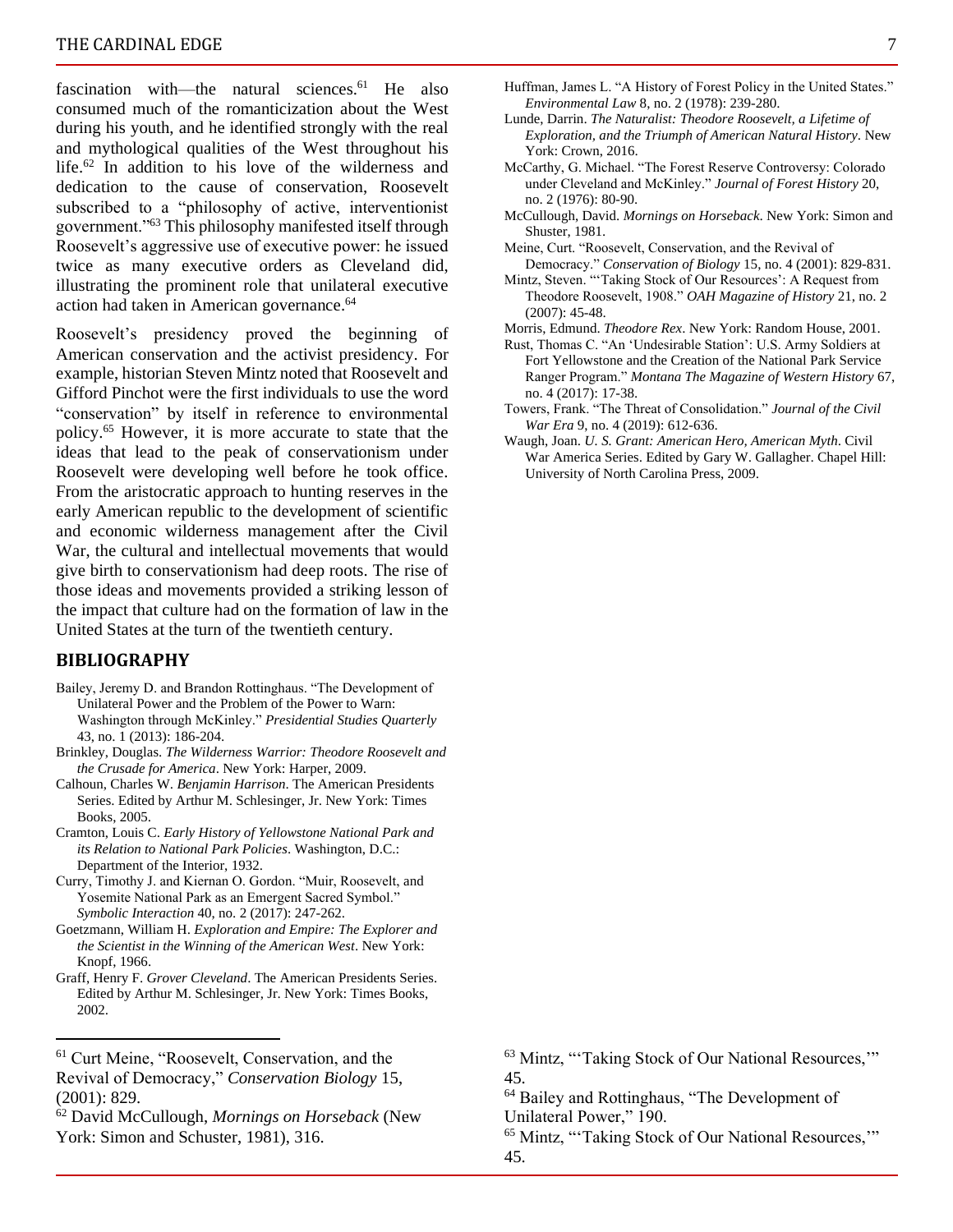fascination with—the natural sciences.[61] He also consumed much of the romanticization about the West during his youth, and he identified strongly with the real and mythological qualities of the West throughout his life.[62] In addition to his love of the wilderness and dedication to the cause of conservation, Roosevelt subscribed to a "philosophy of active, interventionist government."[63] This philosophy manifested itself through Roosevelt's aggressive use of executive power: he issued twice as many executive orders as Cleveland did, illustrating the prominent role that unilateral executive action had taken in American governance.[64]

Roosevelt's presidency proved the beginning of American conservation and the activist presidency. For example, historian Steven Mintz noted that Roosevelt and Gifford Pinchot were the first individuals to use the word "conservation" by itself in reference to environmental policy.[65] However, it is more accurate to state that the ideas that lead to the peak of conservationism under Roosevelt were developing well before he took office. From the aristocratic approach to hunting reserves in the early American republic to the development of scientific and economic wilderness management after the Civil War, the cultural and intellectual movements that would give birth to conservationism had deep roots. The rise of those ideas and movements provided a striking lesson of the impact that culture had on the formation of law in the United States at the turn of the twentieth century.

## BIBLIOGRAPHY

Bailey, Jeremy D. and Brandon Rottinghaus. "The Development of Unilateral Power and the Problem of the Power to Warn: Washington through McKinley." *Presidential Studies Quarterly* 43, no. 1 (2013): 186-204.

Brinkley, Douglas. *The Wilderness Warrior: Theodore Roosevelt and the Crusade for America*. New York: Harper, 2009.

Calhoun, Charles W. *Benjamin Harrison*. The American Presidents Series. Edited by Arthur M. Schlesinger, Jr. New York: Times Books, 2005.

Cramton, Louis C. *Early History of Yellowstone National Park and its Relation to National Park Policies*. Washington, D.C.: Department of the Interior, 1932.

Curry, Timothy J. and Kiernan O. Gordon. "Muir, Roosevelt, and Yosemite National Park as an Emergent Sacred Symbol." *Symbolic Interaction* 40, no. 2 (2017): 247-262.

Goetzmann, William H. *Exploration and Empire: The Explorer and the Scientist in the Winning of the American West*. New York: Knopf, 1966.

Graff, Henry F. *Grover Cleveland*. The American Presidents Series. Edited by Arthur M. Schlesinger, Jr. New York: Times Books, 2002.

Huffman, James L. "A History of Forest Policy in the United States." *Environmental Law* 8, no. 2 (1978): 239-280.

Lunde, Darrin. *The Naturalist: Theodore Roosevelt, a Lifetime of Exploration, and the Triumph of American Natural History*. New York: Crown, 2016.

McCarthy, G. Michael. "The Forest Reserve Controversy: Colorado under Cleveland and McKinley." *Journal of Forest History* 20, no. 2 (1976): 80-90.

McCullough, David. *Mornings on Horseback*. New York: Simon and Shuster, 1981.

Meine, Curt. "Roosevelt, Conservation, and the Revival of Democracy." *Conservation of Biology* 15, no. 4 (2001): 829-831.

Mintz, Steven. "'Taking Stock of Our Resources': A Request from Theodore Roosevelt, 1908." *OAH Magazine of History* 21, no. 2 (2007): 45-48.

Morris, Edmund. *Theodore Rex*. New York: Random House, 2001.

Rust, Thomas C. "An 'Undesirable Station': U.S. Army Soldiers at Fort Yellowstone and the Creation of the National Park Service Ranger Program." *Montana The Magazine of Western History* 67, no. 4 (2017): 17-38.

Towers, Frank. "The Threat of Consolidation." *Journal of the Civil War Era* 9, no. 4 (2019): 612-636.

Waugh, Joan. *U. S. Grant: American Hero, American Myth*. Civil War America Series. Edited by Gary W. Gallagher. Chapel Hill: University of North Carolina Press, 2009.

---

[61] Curt Meine, "Roosevelt, Conservation, and the Revival of Democracy," *Conservation Biology* 15, (2001): 829.

[62] David McCullough, *Mornings on Horseback* (New York: Simon and Schuster, 1981), 316.

[63] Mintz, "'Taking Stock of Our National Resources,'" 45.

[64] Bailey and Rottinghaus, "The Development of Unilateral Power," 190.

[65] Mintz, "'Taking Stock of Our National Resources,'" 45.